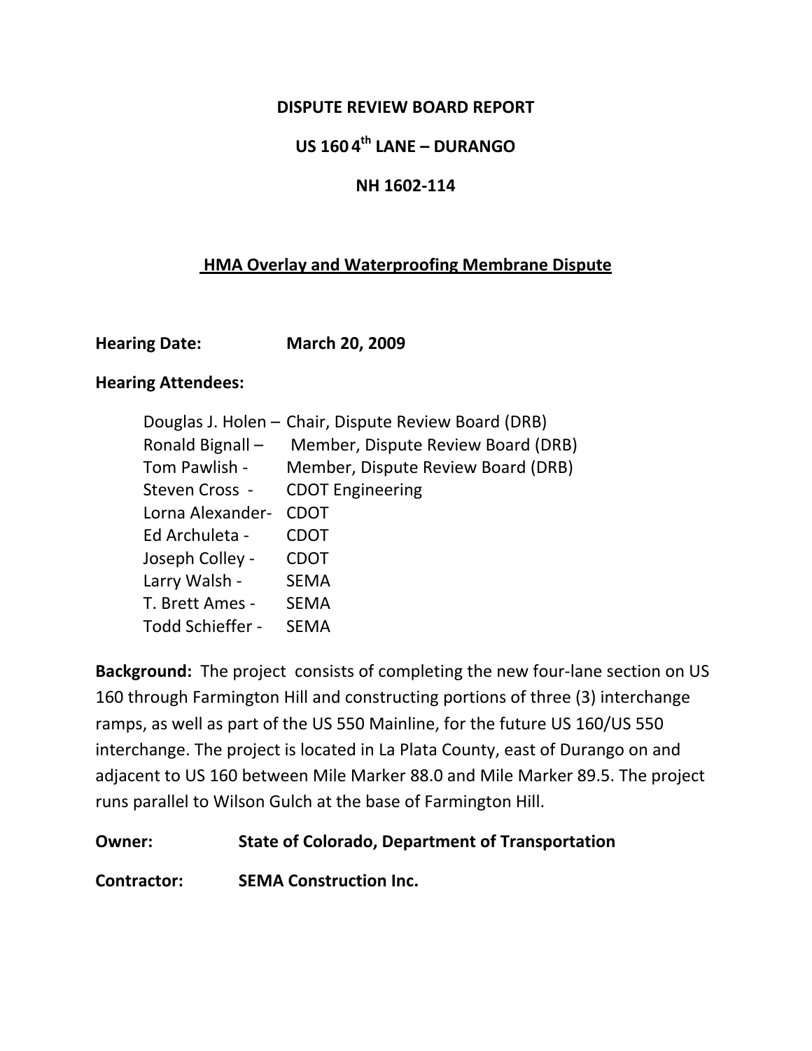# DISPUTE REVIEW BOARD REPORT

## US 160 4th LANE – DURANGO

## NH 1602-114

## HMA Overlay and Waterproofing Membrane Dispute

**Hearing Date:** **March 20, 2009**

**Hearing Attendees:**

Douglas J. Holen – Chair, Dispute Review Board (DRB)
Ronald Bignall – Member, Dispute Review Board (DRB)
Tom Pawlish - Member, Dispute Review Board (DRB)
Steven Cross - CDOT Engineering
Lorna Alexander- CDOT
Ed Archuleta - CDOT
Joseph Colley - CDOT
Larry Walsh - SEMA
T. Brett Ames - SEMA
Todd Schieffer - SEMA

**Background:** The project consists of completing the new four-lane section on US 160 through Farmington Hill and constructing portions of three (3) interchange ramps, as well as part of the US 550 Mainline, for the future US 160/US 550 interchange. The project is located in La Plata County, east of Durango on and adjacent to US 160 between Mile Marker 88.0 and Mile Marker 89.5. The project runs parallel to Wilson Gulch at the base of Farmington Hill.

**Owner:** **State of Colorado, Department of Transportation**

**Contractor:** **SEMA Construction Inc.**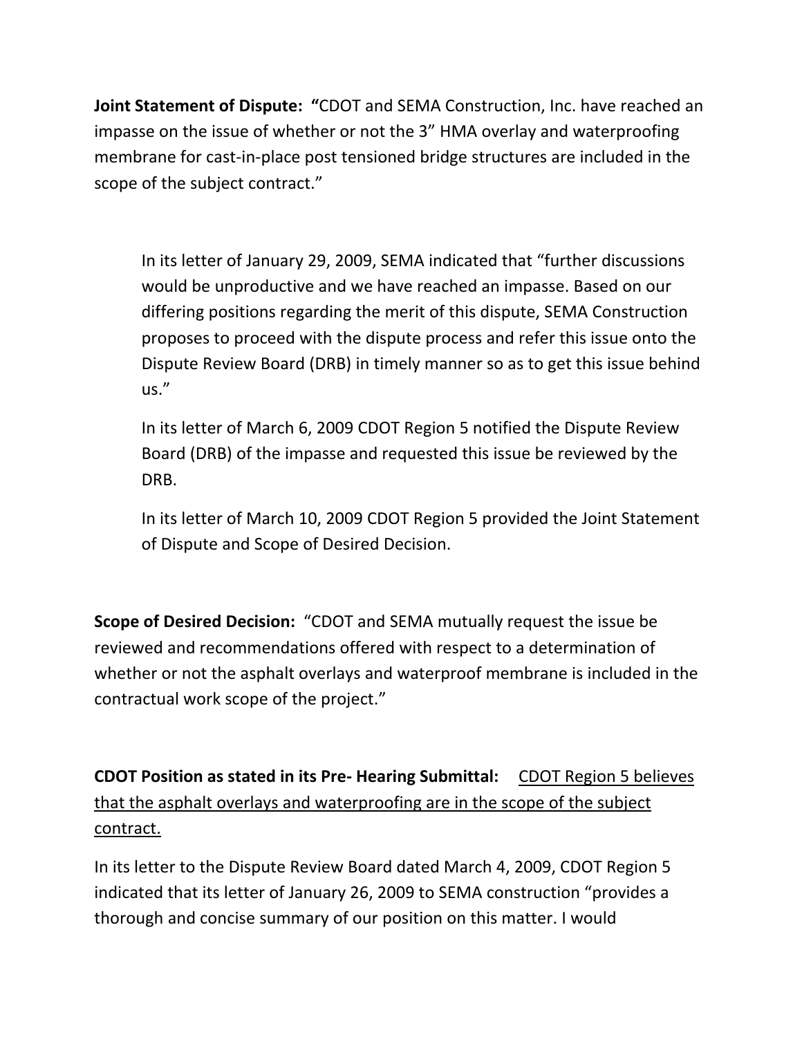**Joint Statement of Dispute:** **"**CDOT and SEMA Construction, Inc. have reached an impasse on the issue of whether or not the 3" HMA overlay and waterproofing membrane for cast-in-place post tensioned bridge structures are included in the scope of the subject contract."

> In its letter of January 29, 2009, SEMA indicated that "further discussions would be unproductive and we have reached an impasse. Based on our differing positions regarding the merit of this dispute, SEMA Construction proposes to proceed with the dispute process and refer this issue onto the Dispute Review Board (DRB) in timely manner so as to get this issue behind us."
>
> In its letter of March 6, 2009 CDOT Region 5 notified the Dispute Review Board (DRB) of the impasse and requested this issue be reviewed by the DRB.
>
> In its letter of March 10, 2009 CDOT Region 5 provided the Joint Statement of Dispute and Scope of Desired Decision.

**Scope of Desired Decision:** "CDOT and SEMA mutually request the issue be reviewed and recommendations offered with respect to a determination of whether or not the asphalt overlays and waterproof membrane is included in the contractual work scope of the project."

**CDOT Position as stated in its Pre- Hearing Submittal:** <u>CDOT Region 5 believes that the asphalt overlays and waterproofing are in the scope of the subject contract.</u>

In its letter to the Dispute Review Board dated March 4, 2009, CDOT Region 5 indicated that its letter of January 26, 2009 to SEMA construction "provides a thorough and concise summary of our position on this matter. I would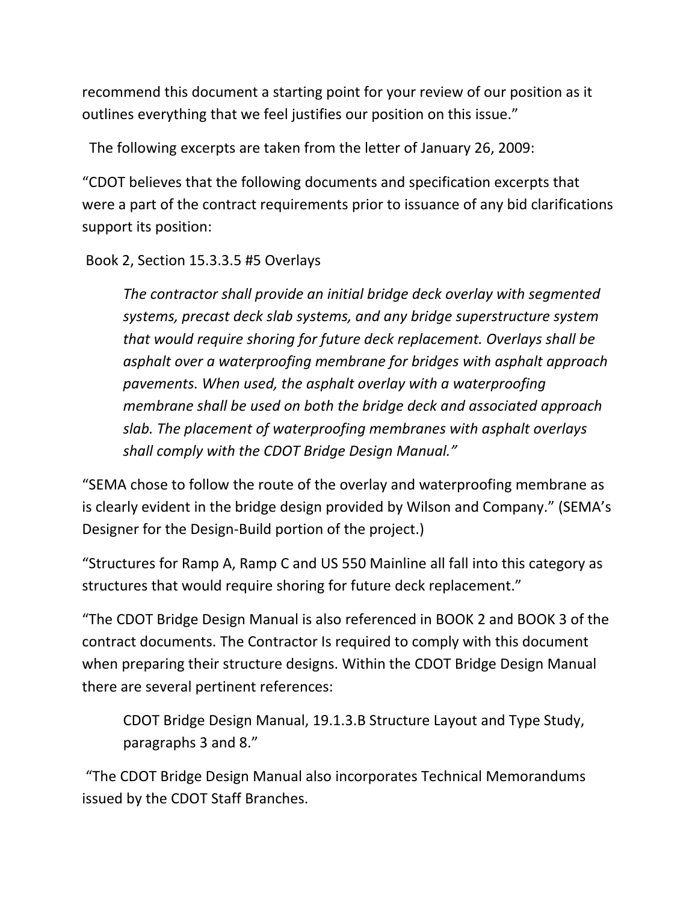recommend this document a starting point for your review of our position as it outlines everything that we feel justifies our position on this issue."

The following excerpts are taken from the letter of January 26, 2009:

"CDOT believes that the following documents and specification excerpts that were a part of the contract requirements prior to issuance of any bid clarifications support its position:

Book 2, Section 15.3.3.5 #5 Overlays

> *The contractor shall provide an initial bridge deck overlay with segmented systems, precast deck slab systems, and any bridge superstructure system that would require shoring for future deck replacement. Overlays shall be asphalt over a waterproofing membrane for bridges with asphalt approach pavements. When used, the asphalt overlay with a waterproofing membrane shall be used on both the bridge deck and associated approach slab. The placement of waterproofing membranes with asphalt overlays shall comply with the CDOT Bridge Design Manual."*

"SEMA chose to follow the route of the overlay and waterproofing membrane as is clearly evident in the bridge design provided by Wilson and Company." (SEMA's Designer for the Design-Build portion of the project.)

"Structures for Ramp A, Ramp C and US 550 Mainline all fall into this category as structures that would require shoring for future deck replacement."

"The CDOT Bridge Design Manual is also referenced in BOOK 2 and BOOK 3 of the contract documents. The Contractor Is required to comply with this document when preparing their structure designs. Within the CDOT Bridge Design Manual there are several pertinent references:

> CDOT Bridge Design Manual, 19.1.3.B Structure Layout and Type Study, paragraphs 3 and 8."

"The CDOT Bridge Design Manual also incorporates Technical Memorandums issued by the CDOT Staff Branches.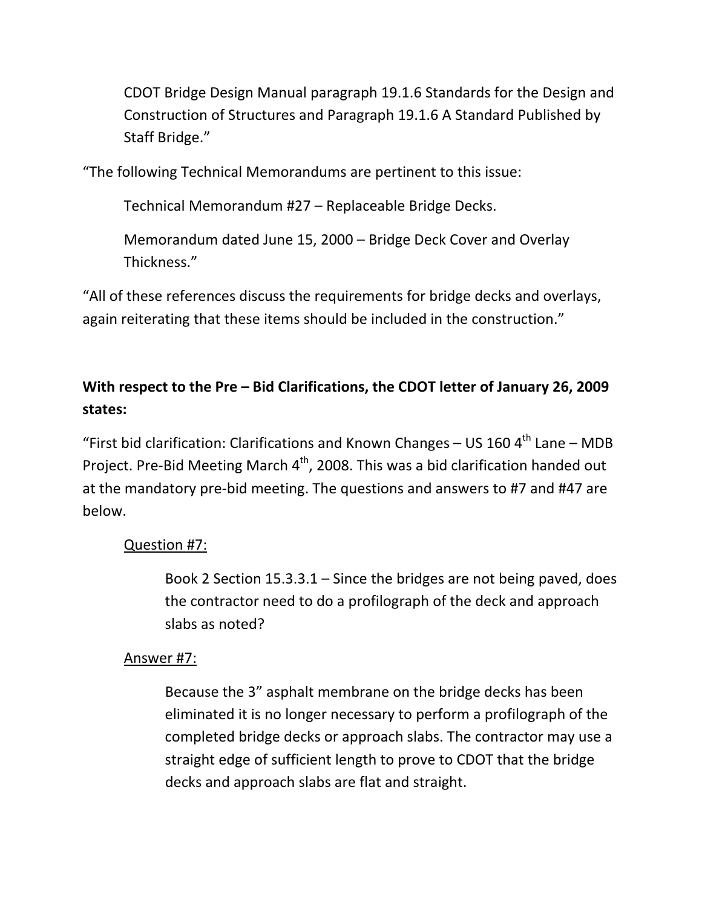CDOT Bridge Design Manual paragraph 19.1.6 Standards for the Design and Construction of Structures and Paragraph 19.1.6 A Standard Published by Staff Bridge."

"The following Technical Memorandums are pertinent to this issue:

Technical Memorandum #27 – Replaceable Bridge Decks.

Memorandum dated June 15, 2000 – Bridge Deck Cover and Overlay Thickness."

"All of these references discuss the requirements for bridge decks and overlays, again reiterating that these items should be included in the construction."

**With respect to the Pre – Bid Clarifications, the CDOT letter of January 26, 2009 states:**

"First bid clarification: Clarifications and Known Changes – US 160 4th Lane – MDB Project. Pre-Bid Meeting March 4th, 2008. This was a bid clarification handed out at the mandatory pre-bid meeting. The questions and answers to #7 and #47 are below.

Question #7:

Book 2 Section 15.3.3.1 – Since the bridges are not being paved, does the contractor need to do a profilograph of the deck and approach slabs as noted?

Answer #7:

Because the 3" asphalt membrane on the bridge decks has been eliminated it is no longer necessary to perform a profilograph of the completed bridge decks or approach slabs. The contractor may use a straight edge of sufficient length to prove to CDOT that the bridge decks and approach slabs are flat and straight.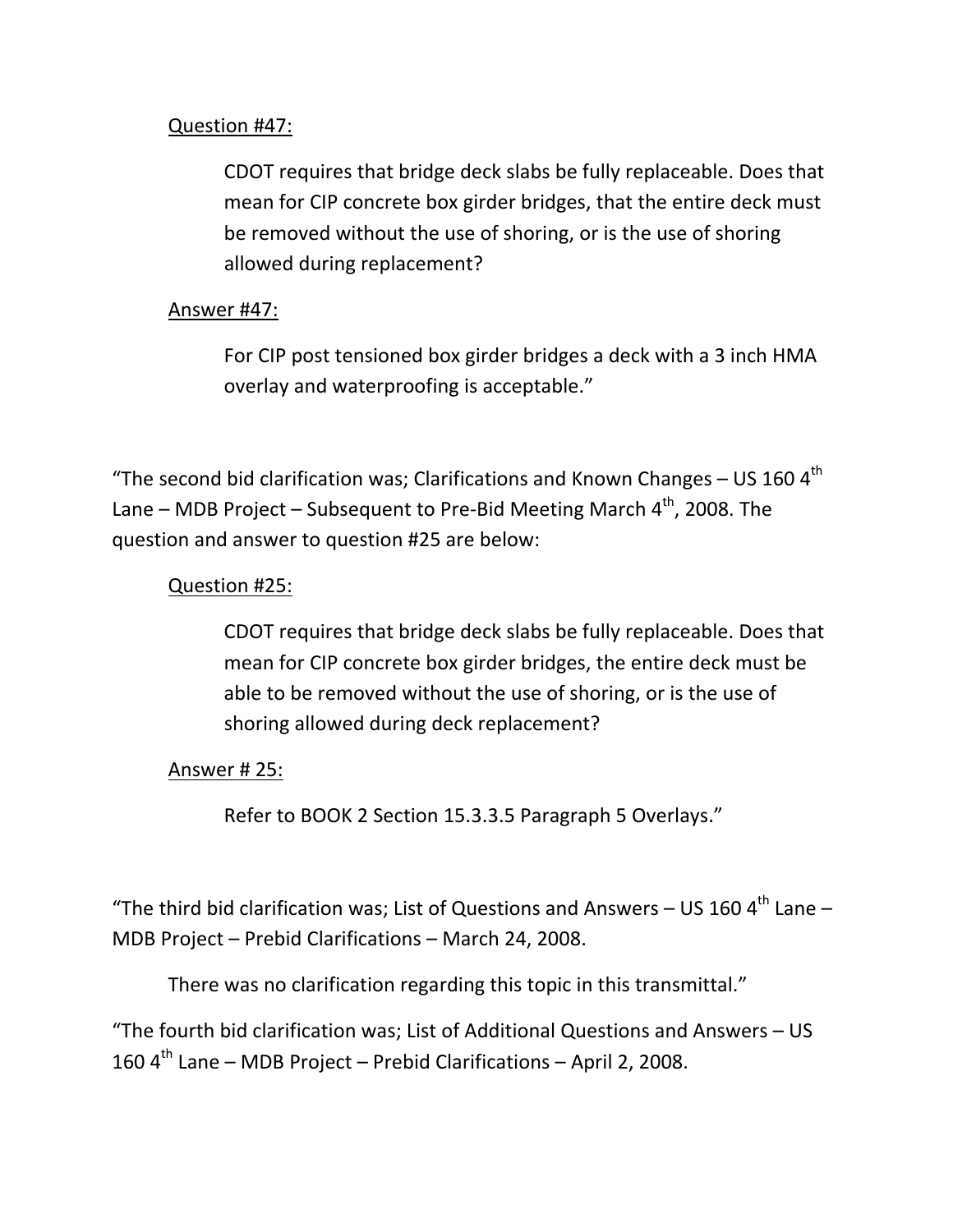<u>Question #47:</u>

> CDOT requires that bridge deck slabs be fully replaceable. Does that mean for CIP concrete box girder bridges, that the entire deck must be removed without the use of shoring, or is the use of shoring allowed during replacement?

<u>Answer #47:</u>

> For CIP post tensioned box girder bridges a deck with a 3 inch HMA overlay and waterproofing is acceptable."

"The second bid clarification was; Clarifications and Known Changes – US 160 4th Lane – MDB Project – Subsequent to Pre-Bid Meeting March 4th, 2008. The question and answer to question #25 are below:

<u>Question #25:</u>

> CDOT requires that bridge deck slabs be fully replaceable. Does that mean for CIP concrete box girder bridges, the entire deck must be able to be removed without the use of shoring, or is the use of shoring allowed during deck replacement?

<u>Answer # 25:</u>

> Refer to BOOK 2 Section 15.3.3.5 Paragraph 5 Overlays."

"The third bid clarification was; List of Questions and Answers – US 160 4th Lane – MDB Project – Prebid Clarifications – March 24, 2008.

There was no clarification regarding this topic in this transmittal."

"The fourth bid clarification was; List of Additional Questions and Answers – US 160 4th Lane – MDB Project – Prebid Clarifications – April 2, 2008.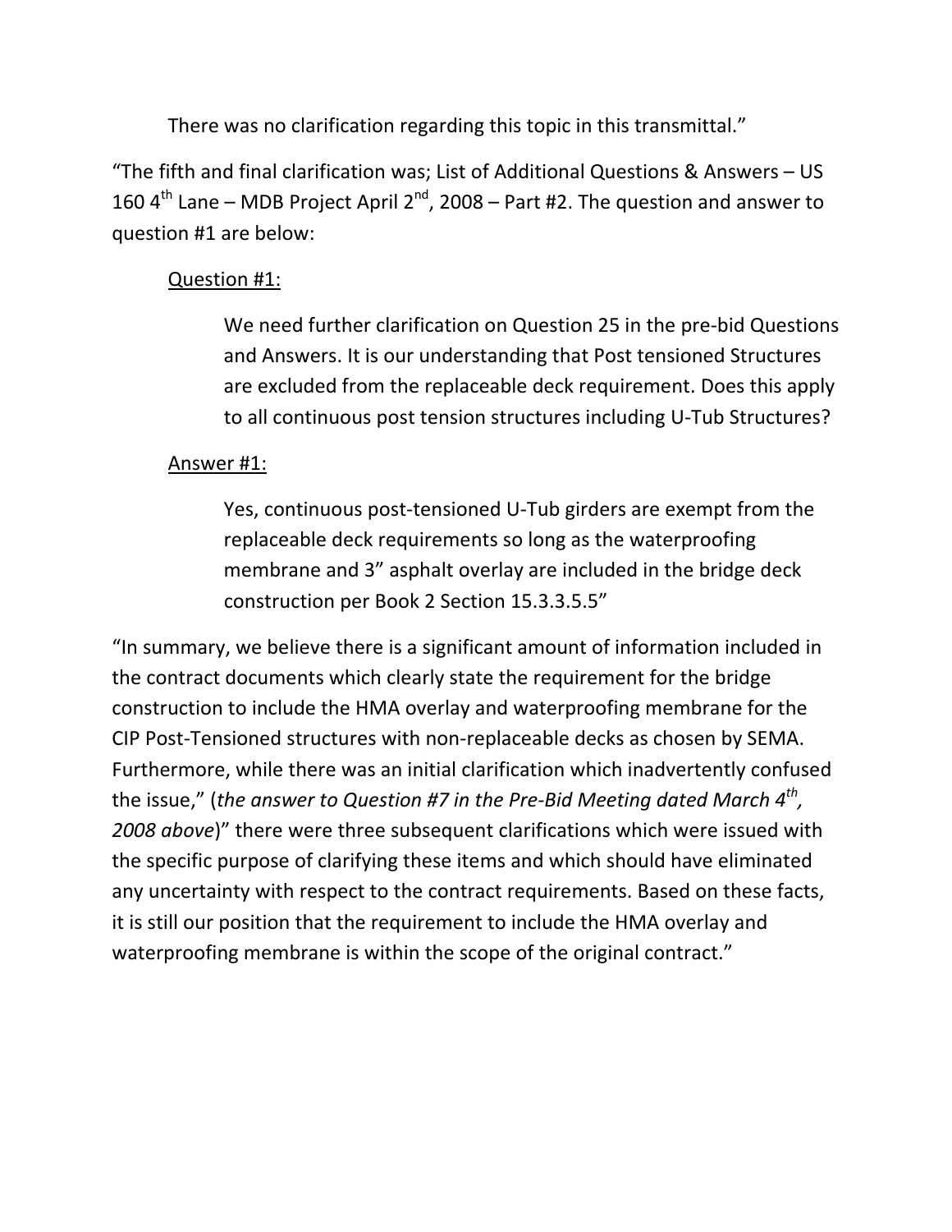There was no clarification regarding this topic in this transmittal."

"The fifth and final clarification was; List of Additional Questions & Answers – US 160 4$^{th}$ Lane – MDB Project April 2$^{nd}$, 2008 – Part #2. The question and answer to question #1 are below:

> <u>Question #1:</u>
>
> > We need further clarification on Question 25 in the pre-bid Questions and Answers. It is our understanding that Post tensioned Structures are excluded from the replaceable deck requirement. Does this apply to all continuous post tension structures including U-Tub Structures?
>
> <u>Answer #1:</u>
>
> > Yes, continuous post-tensioned U-Tub girders are exempt from the replaceable deck requirements so long as the waterproofing membrane and 3" asphalt overlay are included in the bridge deck construction per Book 2 Section 15.3.3.5.5"

"In summary, we believe there is a significant amount of information included in the contract documents which clearly state the requirement for the bridge construction to include the HMA overlay and waterproofing membrane for the CIP Post-Tensioned structures with non-replaceable decks as chosen by SEMA. Furthermore, while there was an initial clarification which inadvertently confused the issue," (*the answer to Question #7 in the Pre-Bid Meeting dated March 4$^{th}$, 2008 above*)" there were three subsequent clarifications which were issued with the specific purpose of clarifying these items and which should have eliminated any uncertainty with respect to the contract requirements. Based on these facts, it is still our position that the requirement to include the HMA overlay and waterproofing membrane is within the scope of the original contract."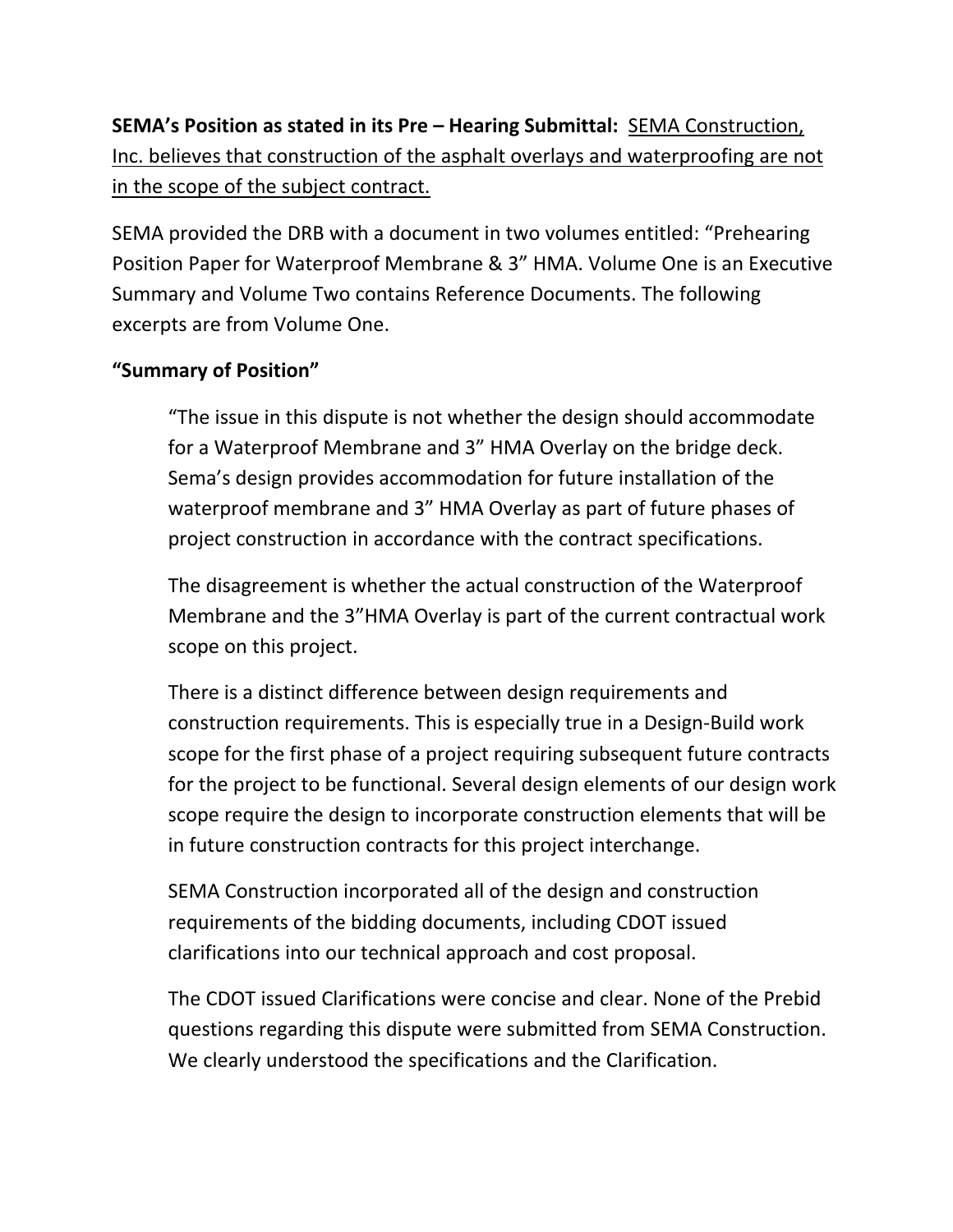**SEMA's Position as stated in its Pre – Hearing Submittal:** SEMA Construction, Inc. believes that construction of the asphalt overlays and waterproofing are not in the scope of the subject contract.

SEMA provided the DRB with a document in two volumes entitled: "Prehearing Position Paper for Waterproof Membrane & 3" HMA. Volume One is an Executive Summary and Volume Two contains Reference Documents. The following excerpts are from Volume One.

**"Summary of Position"**

> "The issue in this dispute is not whether the design should accommodate for a Waterproof Membrane and 3" HMA Overlay on the bridge deck. Sema's design provides accommodation for future installation of the waterproof membrane and 3" HMA Overlay as part of future phases of project construction in accordance with the contract specifications.
>
> The disagreement is whether the actual construction of the Waterproof Membrane and the 3"HMA Overlay is part of the current contractual work scope on this project.
>
> There is a distinct difference between design requirements and construction requirements. This is especially true in a Design-Build work scope for the first phase of a project requiring subsequent future contracts for the project to be functional. Several design elements of our design work scope require the design to incorporate construction elements that will be in future construction contracts for this project interchange.
>
> SEMA Construction incorporated all of the design and construction requirements of the bidding documents, including CDOT issued clarifications into our technical approach and cost proposal.
>
> The CDOT issued Clarifications were concise and clear. None of the Prebid questions regarding this dispute were submitted from SEMA Construction. We clearly understood the specifications and the Clarification.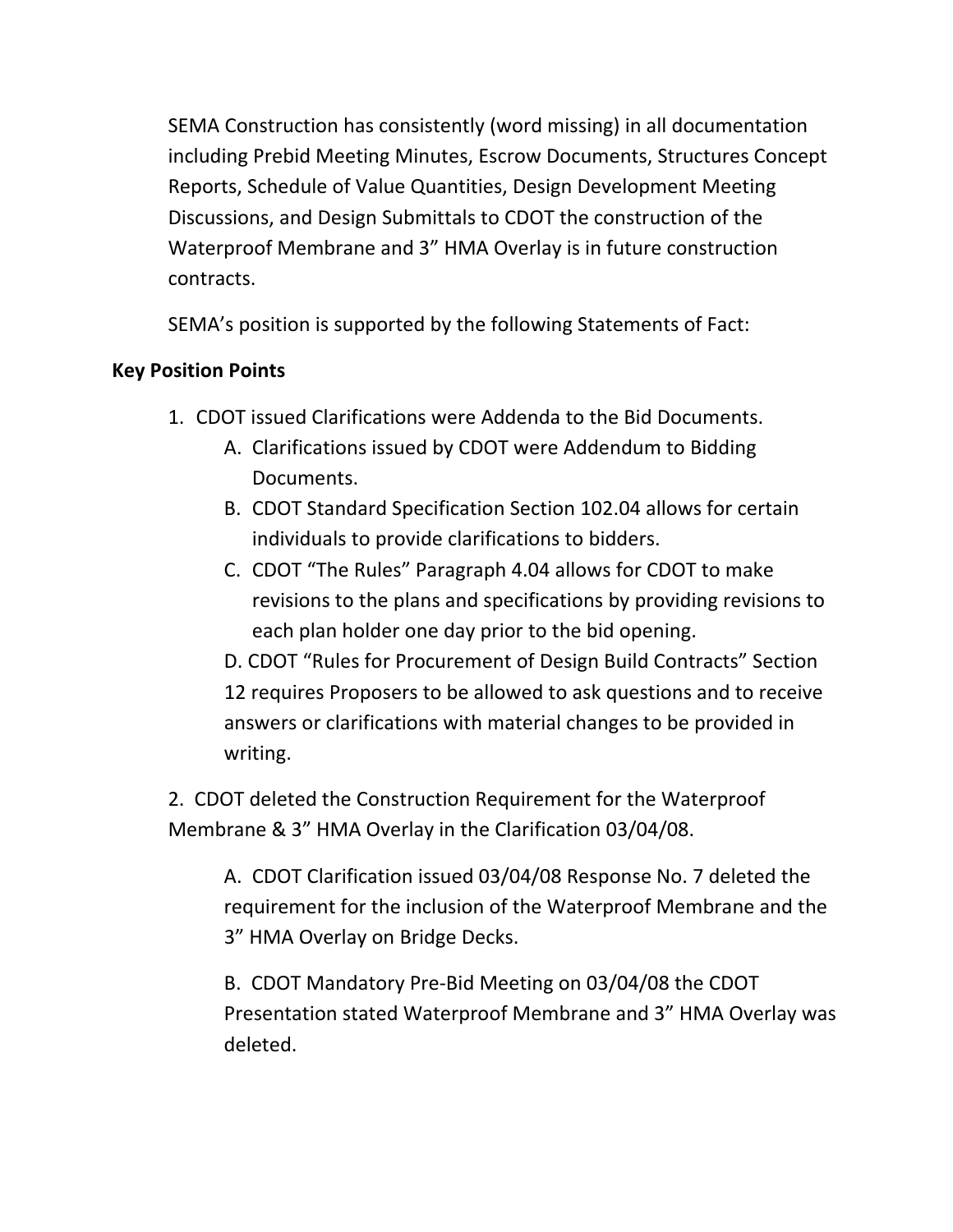SEMA Construction has consistently (word missing) in all documentation including Prebid Meeting Minutes, Escrow Documents, Structures Concept Reports, Schedule of Value Quantities, Design Development Meeting Discussions, and Design Submittals to CDOT the construction of the Waterproof Membrane and 3" HMA Overlay is in future construction contracts.

SEMA's position is supported by the following Statements of Fact:

**Key Position Points**

1. CDOT issued Clarifications were Addenda to the Bid Documents.
   A. Clarifications issued by CDOT were Addendum to Bidding Documents.
   B. CDOT Standard Specification Section 102.04 allows for certain individuals to provide clarifications to bidders.
   C. CDOT "The Rules" Paragraph 4.04 allows for CDOT to make revisions to the plans and specifications by providing revisions to each plan holder one day prior to the bid opening.
   D. CDOT "Rules for Procurement of Design Build Contracts" Section 12 requires Proposers to be allowed to ask questions and to receive answers or clarifications with material changes to be provided in writing.

2. CDOT deleted the Construction Requirement for the Waterproof Membrane & 3" HMA Overlay in the Clarification 03/04/08.

   A. CDOT Clarification issued 03/04/08 Response No. 7 deleted the requirement for the inclusion of the Waterproof Membrane and the 3" HMA Overlay on Bridge Decks.

   B. CDOT Mandatory Pre-Bid Meeting on 03/04/08 the CDOT Presentation stated Waterproof Membrane and 3" HMA Overlay was deleted.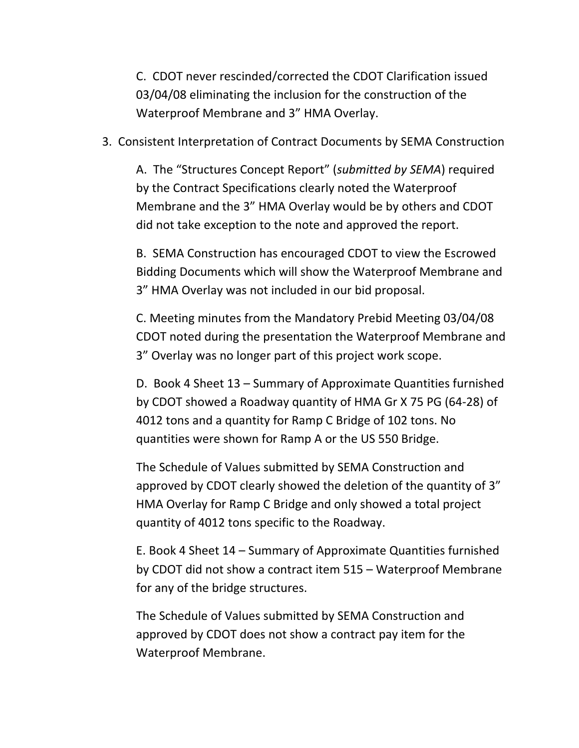C. CDOT never rescinded/corrected the CDOT Clarification issued 03/04/08 eliminating the inclusion for the construction of the Waterproof Membrane and 3" HMA Overlay.

3. Consistent Interpretation of Contract Documents by SEMA Construction

   A. The "Structures Concept Report" (*submitted by SEMA*) required by the Contract Specifications clearly noted the Waterproof Membrane and the 3" HMA Overlay would be by others and CDOT did not take exception to the note and approved the report.

   B. SEMA Construction has encouraged CDOT to view the Escrowed Bidding Documents which will show the Waterproof Membrane and 3" HMA Overlay was not included in our bid proposal.

   C. Meeting minutes from the Mandatory Prebid Meeting 03/04/08 CDOT noted during the presentation the Waterproof Membrane and 3" Overlay was no longer part of this project work scope.

   D. Book 4 Sheet 13 – Summary of Approximate Quantities furnished by CDOT showed a Roadway quantity of HMA Gr X 75 PG (64-28) of 4012 tons and a quantity for Ramp C Bridge of 102 tons. No quantities were shown for Ramp A or the US 550 Bridge.

   The Schedule of Values submitted by SEMA Construction and approved by CDOT clearly showed the deletion of the quantity of 3" HMA Overlay for Ramp C Bridge and only showed a total project quantity of 4012 tons specific to the Roadway.

   E. Book 4 Sheet 14 – Summary of Approximate Quantities furnished by CDOT did not show a contract item 515 – Waterproof Membrane for any of the bridge structures.

   The Schedule of Values submitted by SEMA Construction and approved by CDOT does not show a contract pay item for the Waterproof Membrane.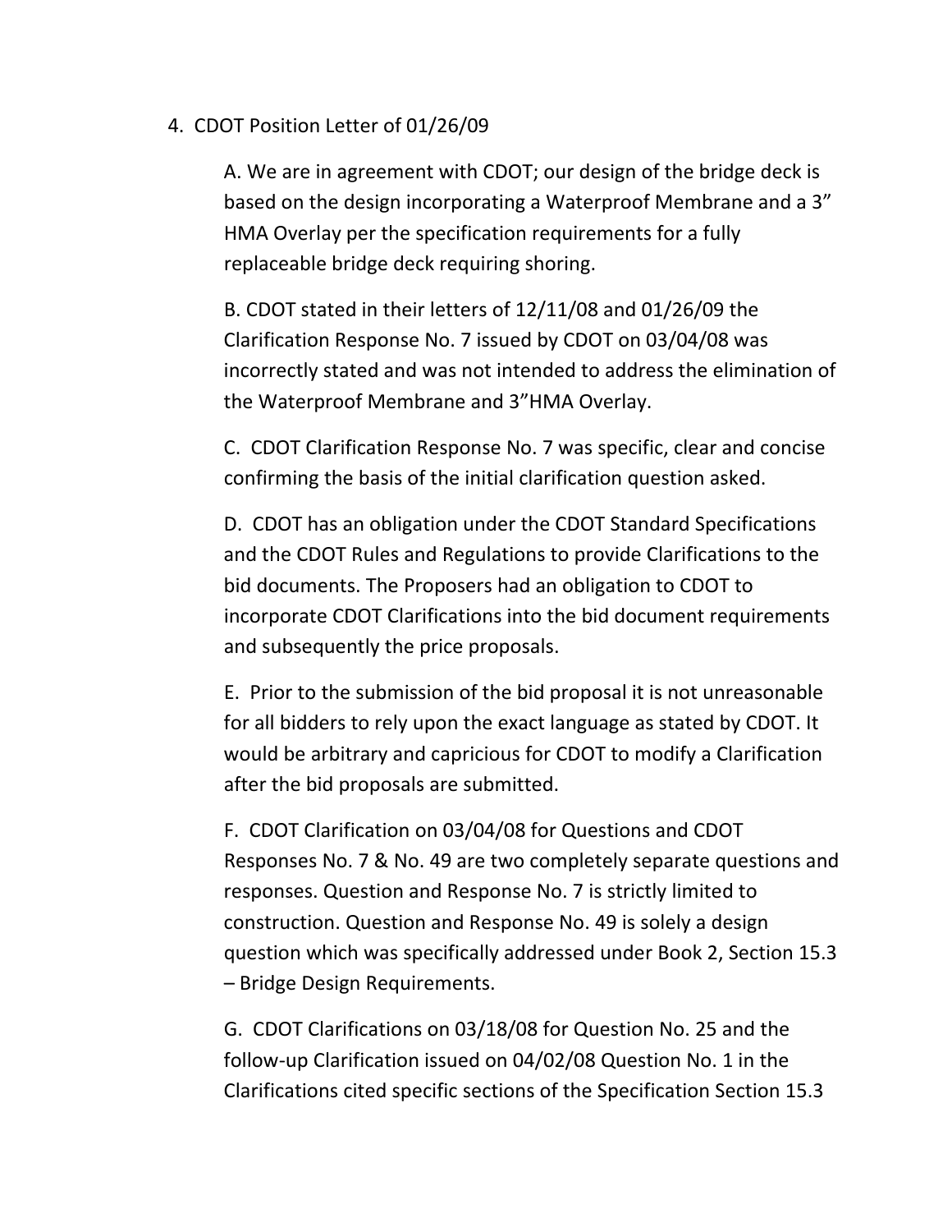4. CDOT Position Letter of 01/26/09

   A. We are in agreement with CDOT; our design of the bridge deck is based on the design incorporating a Waterproof Membrane and a 3" HMA Overlay per the specification requirements for a fully replaceable bridge deck requiring shoring.

   B. CDOT stated in their letters of 12/11/08 and 01/26/09 the Clarification Response No. 7 issued by CDOT on 03/04/08 was incorrectly stated and was not intended to address the elimination of the Waterproof Membrane and 3"HMA Overlay.

   C. CDOT Clarification Response No. 7 was specific, clear and concise confirming the basis of the initial clarification question asked.

   D. CDOT has an obligation under the CDOT Standard Specifications and the CDOT Rules and Regulations to provide Clarifications to the bid documents. The Proposers had an obligation to CDOT to incorporate CDOT Clarifications into the bid document requirements and subsequently the price proposals.

   E. Prior to the submission of the bid proposal it is not unreasonable for all bidders to rely upon the exact language as stated by CDOT. It would be arbitrary and capricious for CDOT to modify a Clarification after the bid proposals are submitted.

   F. CDOT Clarification on 03/04/08 for Questions and CDOT Responses No. 7 & No. 49 are two completely separate questions and responses. Question and Response No. 7 is strictly limited to construction. Question and Response No. 49 is solely a design question which was specifically addressed under Book 2, Section 15.3 – Bridge Design Requirements.

   G. CDOT Clarifications on 03/18/08 for Question No. 25 and the follow-up Clarification issued on 04/02/08 Question No. 1 in the Clarifications cited specific sections of the Specification Section 15.3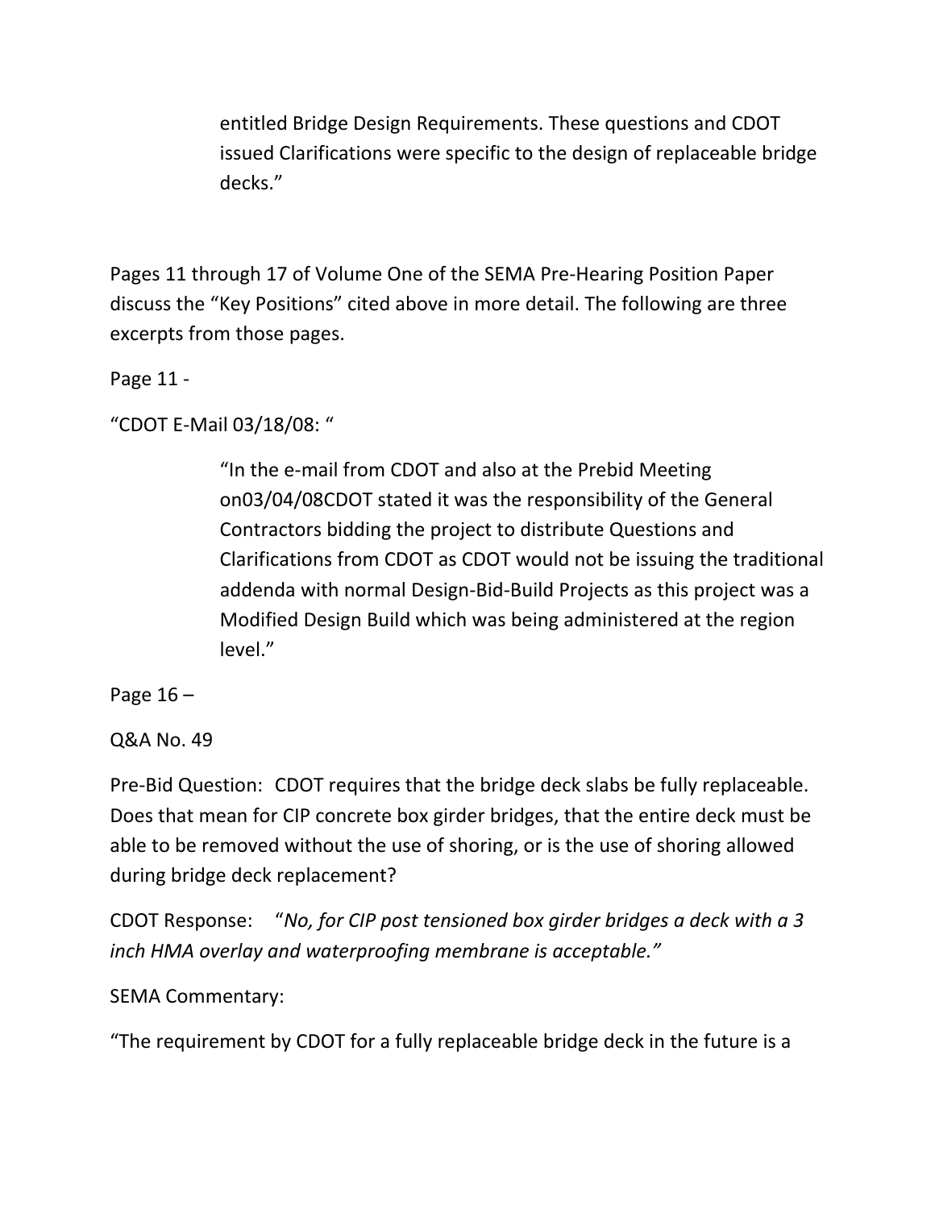> entitled Bridge Design Requirements. These questions and CDOT issued Clarifications were specific to the design of replaceable bridge decks."

Pages 11 through 17 of Volume One of the SEMA Pre-Hearing Position Paper discuss the "Key Positions" cited above in more detail. The following are three excerpts from those pages.

Page 11 -

"CDOT E-Mail 03/18/08: "

> "In the e-mail from CDOT and also at the Prebid Meeting on03/04/08CDOT stated it was the responsibility of the General Contractors bidding the project to distribute Questions and Clarifications from CDOT as CDOT would not be issuing the traditional addenda with normal Design-Bid-Build Projects as this project was a Modified Design Build which was being administered at the region level."

Page 16 –

Q&A No. 49

Pre-Bid Question: CDOT requires that the bridge deck slabs be fully replaceable. Does that mean for CIP concrete box girder bridges, that the entire deck must be able to be removed without the use of shoring, or is the use of shoring allowed during bridge deck replacement?

CDOT Response: "*No, for CIP post tensioned box girder bridges a deck with a 3 inch HMA overlay and waterproofing membrane is acceptable.*"

SEMA Commentary:

"The requirement by CDOT for a fully replaceable bridge deck in the future is a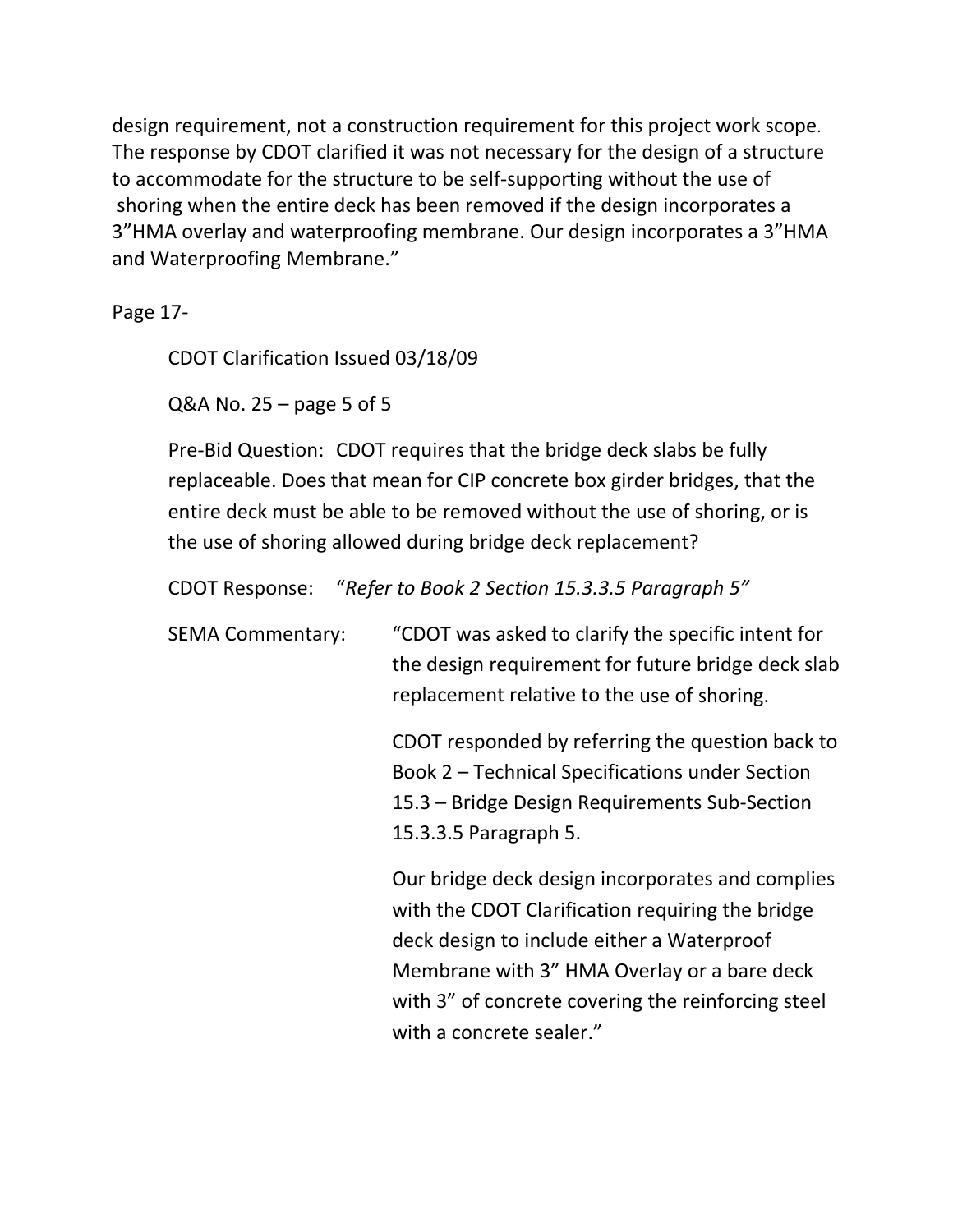design requirement, not a construction requirement for this project work scope. The response by CDOT clarified it was not necessary for the design of a structure to accommodate for the structure to be self-supporting without the use of shoring when the entire deck has been removed if the design incorporates a 3"HMA overlay and waterproofing membrane. Our design incorporates a 3"HMA and Waterproofing Membrane."

Page 17-

CDOT Clarification Issued 03/18/09

Q&A No. 25 – page 5 of 5

Pre-Bid Question: CDOT requires that the bridge deck slabs be fully replaceable. Does that mean for CIP concrete box girder bridges, that the entire deck must be able to be removed without the use of shoring, or is the use of shoring allowed during bridge deck replacement?

CDOT Response: "*Refer to Book 2 Section 15.3.3.5 Paragraph 5"*

SEMA Commentary: "CDOT was asked to clarify the specific intent for the design requirement for future bridge deck slab replacement relative to the use of shoring.

CDOT responded by referring the question back to Book 2 – Technical Specifications under Section 15.3 – Bridge Design Requirements Sub-Section 15.3.3.5 Paragraph 5.

Our bridge deck design incorporates and complies with the CDOT Clarification requiring the bridge deck design to include either a Waterproof Membrane with 3" HMA Overlay or a bare deck with 3" of concrete covering the reinforcing steel with a concrete sealer."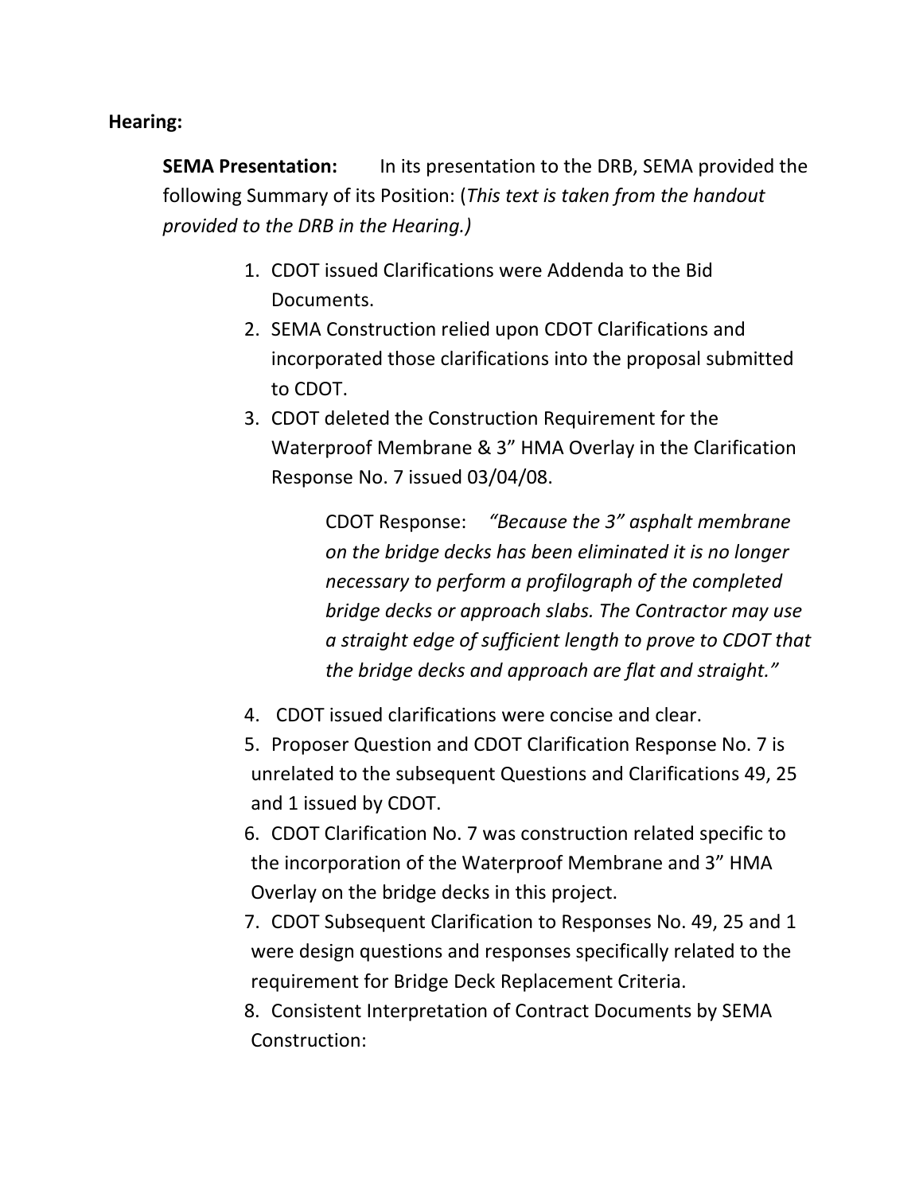**Hearing:**

**SEMA Presentation:** In its presentation to the DRB, SEMA provided the following Summary of its Position: (*This text is taken from the handout provided to the DRB in the Hearing.)*

1. CDOT issued Clarifications were Addenda to the Bid Documents.
2. SEMA Construction relied upon CDOT Clarifications and incorporated those clarifications into the proposal submitted to CDOT.
3. CDOT deleted the Construction Requirement for the Waterproof Membrane & 3" HMA Overlay in the Clarification Response No. 7 issued 03/04/08.

   CDOT Response: *"Because the 3" asphalt membrane on the bridge decks has been eliminated it is no longer necessary to perform a profilograph of the completed bridge decks or approach slabs. The Contractor may use a straight edge of sufficient length to prove to CDOT that the bridge decks and approach are flat and straight."*

4. CDOT issued clarifications were concise and clear.
5. Proposer Question and CDOT Clarification Response No. 7 is unrelated to the subsequent Questions and Clarifications 49, 25 and 1 issued by CDOT.
6. CDOT Clarification No. 7 was construction related specific to the incorporation of the Waterproof Membrane and 3" HMA Overlay on the bridge decks in this project.
7. CDOT Subsequent Clarification to Responses No. 49, 25 and 1 were design questions and responses specifically related to the requirement for Bridge Deck Replacement Criteria.
8. Consistent Interpretation of Contract Documents by SEMA Construction: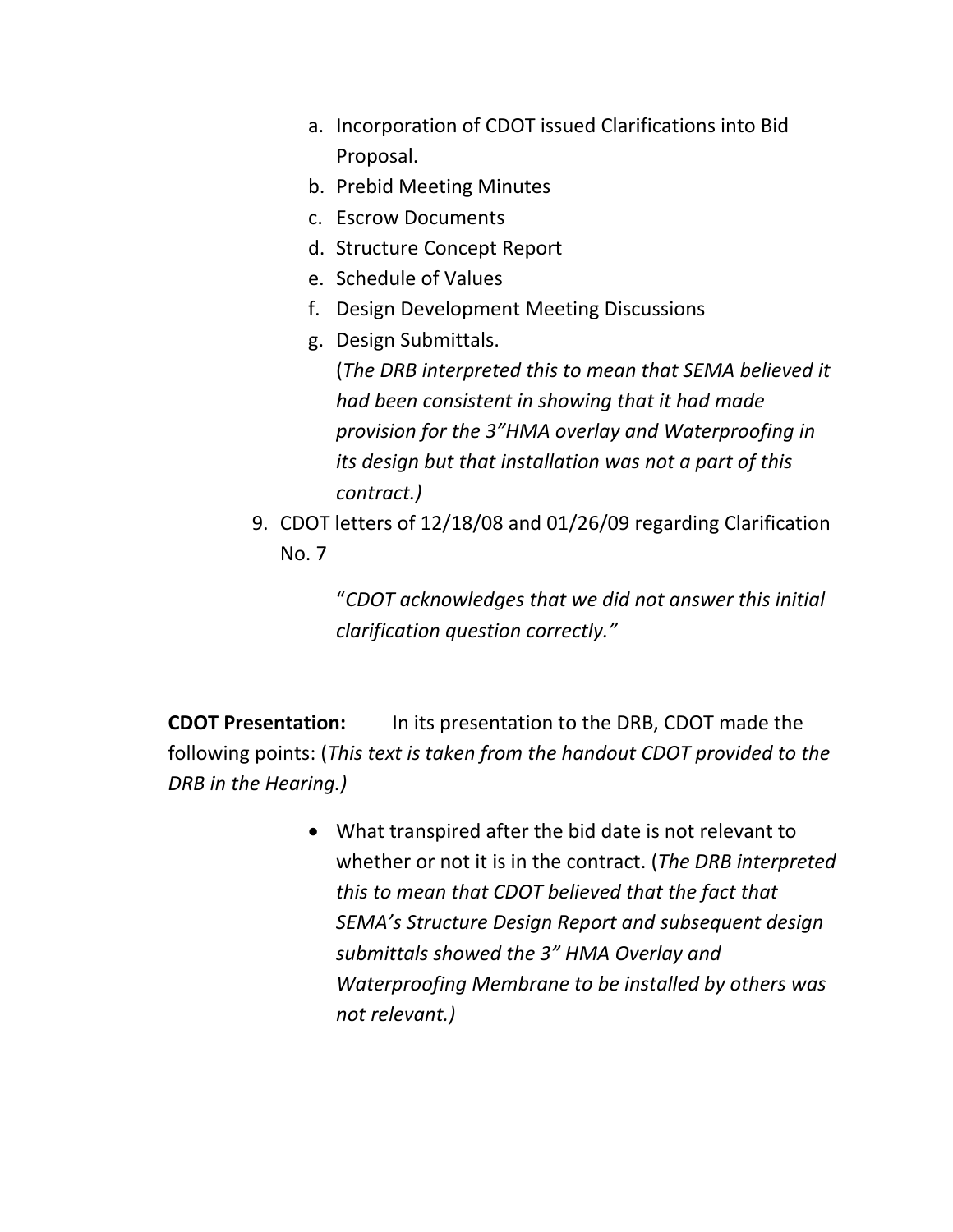a. Incorporation of CDOT issued Clarifications into Bid Proposal.
b. Prebid Meeting Minutes
c. Escrow Documents
d. Structure Concept Report
e. Schedule of Values
f. Design Development Meeting Discussions
g. Design Submittals.
   (*The DRB interpreted this to mean that SEMA believed it had been consistent in showing that it had made provision for the 3"HMA overlay and Waterproofing in its design but that installation was not a part of this contract.)*

9. CDOT letters of 12/18/08 and 01/26/09 regarding Clarification No. 7

   "*CDOT acknowledges that we did not answer this initial clarification question correctly."*

**CDOT Presentation:** In its presentation to the DRB, CDOT made the following points: (*This text is taken from the handout CDOT provided to the DRB in the Hearing.)*

- What transpired after the bid date is not relevant to whether or not it is in the contract. (*The DRB interpreted this to mean that CDOT believed that the fact that SEMA's Structure Design Report and subsequent design submittals showed the 3" HMA Overlay and Waterproofing Membrane to be installed by others was not relevant.)*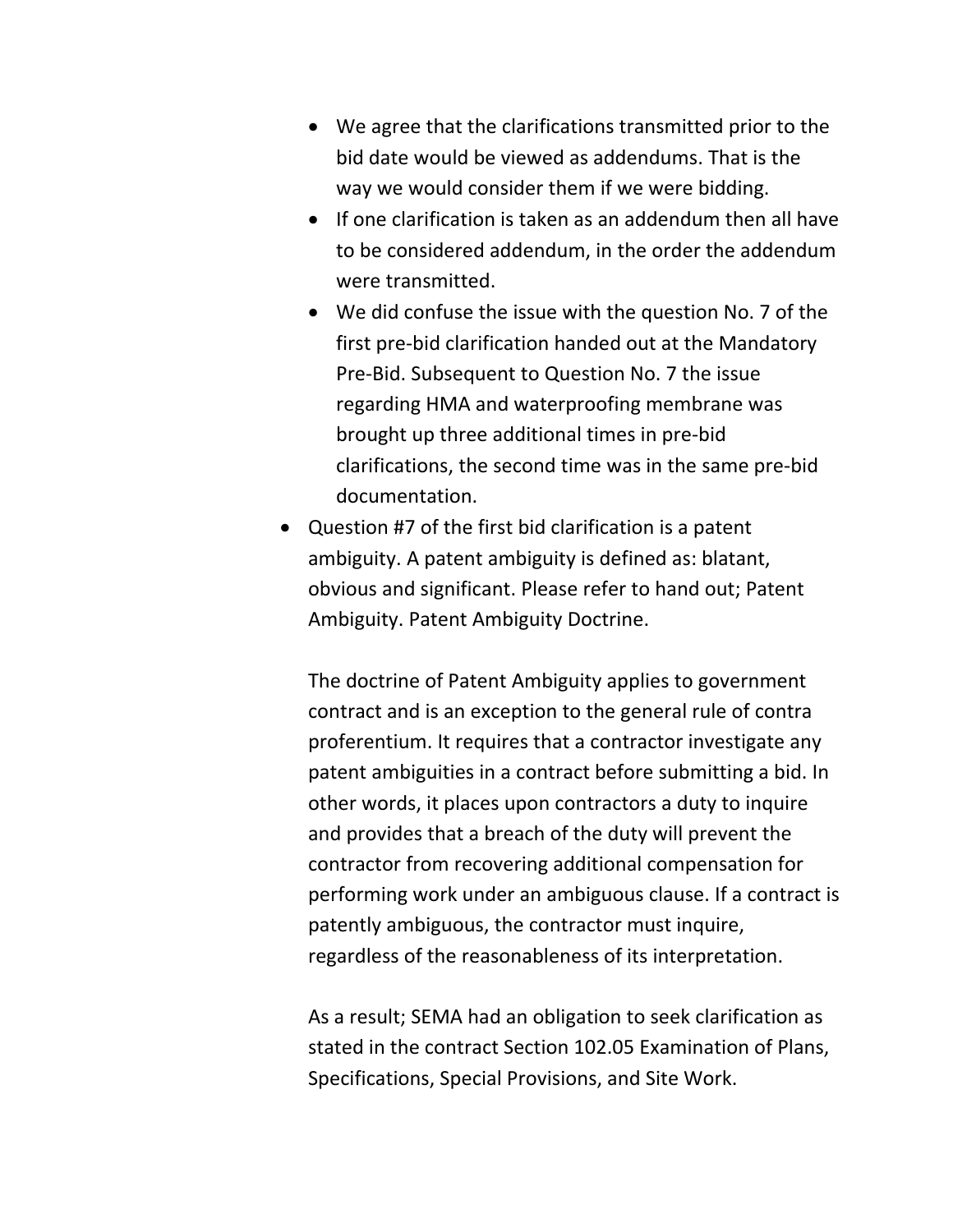- We agree that the clarifications transmitted prior to the bid date would be viewed as addendums. That is the way we would consider them if we were bidding.
    - If one clarification is taken as an addendum then all have to be considered addendum, in the order the addendum were transmitted.
    - We did confuse the issue with the question No. 7 of the first pre-bid clarification handed out at the Mandatory Pre-Bid. Subsequent to Question No. 7 the issue regarding HMA and waterproofing membrane was brought up three additional times in pre-bid clarifications, the second time was in the same pre-bid documentation.
- Question #7 of the first bid clarification is a patent ambiguity. A patent ambiguity is defined as: blatant, obvious and significant. Please refer to hand out; Patent Ambiguity. Patent Ambiguity Doctrine.

  The doctrine of Patent Ambiguity applies to government contract and is an exception to the general rule of contra proferentium. It requires that a contractor investigate any patent ambiguities in a contract before submitting a bid. In other words, it places upon contractors a duty to inquire and provides that a breach of the duty will prevent the contractor from recovering additional compensation for performing work under an ambiguous clause. If a contract is patently ambiguous, the contractor must inquire, regardless of the reasonableness of its interpretation.

  As a result; SEMA had an obligation to seek clarification as stated in the contract Section 102.05 Examination of Plans, Specifications, Special Provisions, and Site Work.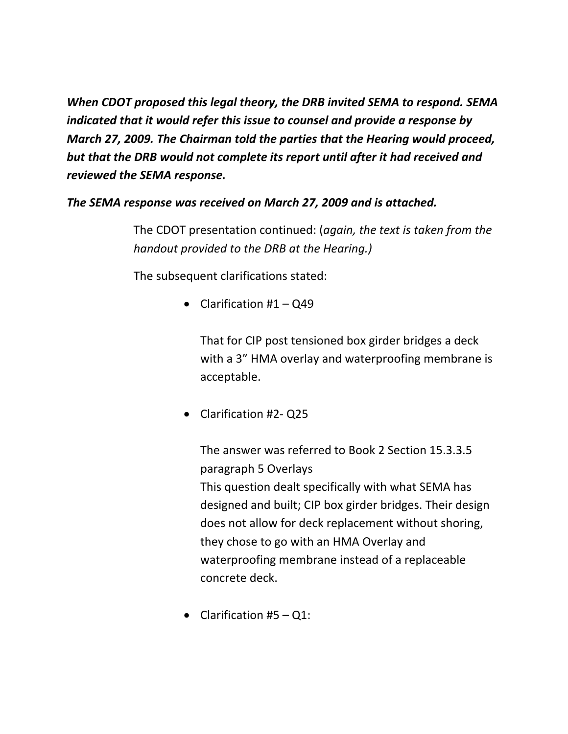***When CDOT proposed this legal theory, the DRB invited SEMA to respond. SEMA indicated that it would refer this issue to counsel and provide a response by March 27, 2009. The Chairman told the parties that the Hearing would proceed, but that the DRB would not complete its report until after it had received and reviewed the SEMA response.***

***The SEMA response was received on March 27, 2009 and is attached.***

The CDOT presentation continued: (*again, the text is taken from the handout provided to the DRB at the Hearing.)*

The subsequent clarifications stated:

- Clarification #1 – Q49

  That for CIP post tensioned box girder bridges a deck with a 3" HMA overlay and waterproofing membrane is acceptable.

- Clarification #2- Q25

  The answer was referred to Book 2 Section 15.3.3.5 paragraph 5 Overlays
  This question dealt specifically with what SEMA has designed and built; CIP box girder bridges. Their design does not allow for deck replacement without shoring, they chose to go with an HMA Overlay and waterproofing membrane instead of a replaceable concrete deck.

- Clarification #5 – Q1: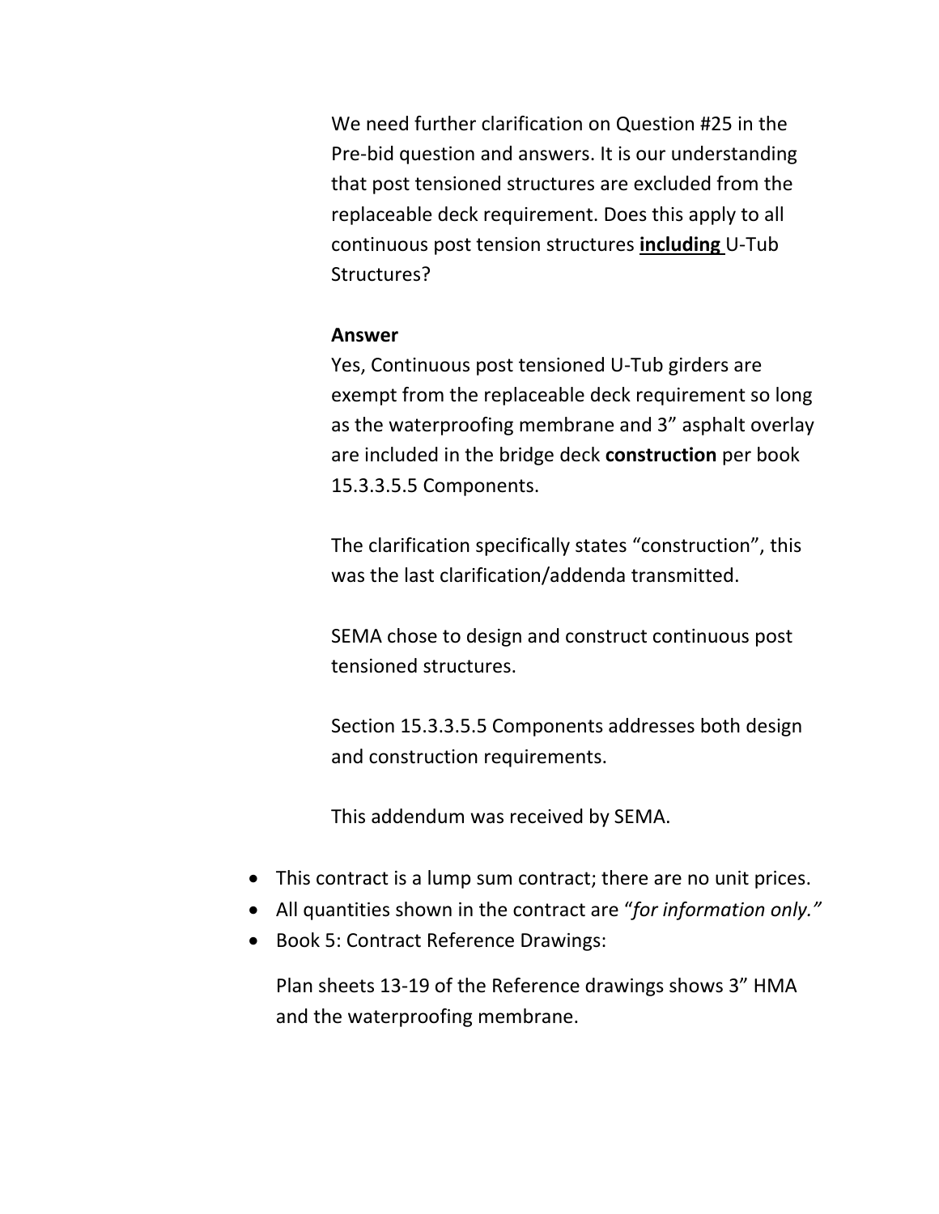We need further clarification on Question #25 in the Pre-bid question and answers. It is our understanding that post tensioned structures are excluded from the replaceable deck requirement. Does this apply to all continuous post tension structures **<u>including</u>** U-Tub Structures?

**Answer**

Yes, Continuous post tensioned U-Tub girders are exempt from the replaceable deck requirement so long as the waterproofing membrane and 3" asphalt overlay are included in the bridge deck **construction** per book 15.3.3.5.5 Components.

The clarification specifically states "construction", this was the last clarification/addenda transmitted.

SEMA chose to design and construct continuous post tensioned structures.

Section 15.3.3.5.5 Components addresses both design and construction requirements.

This addendum was received by SEMA.

- This contract is a lump sum contract; there are no unit prices.
- All quantities shown in the contract are "*for information only.*"
- Book 5: Contract Reference Drawings:

  Plan sheets 13-19 of the Reference drawings shows 3" HMA and the waterproofing membrane.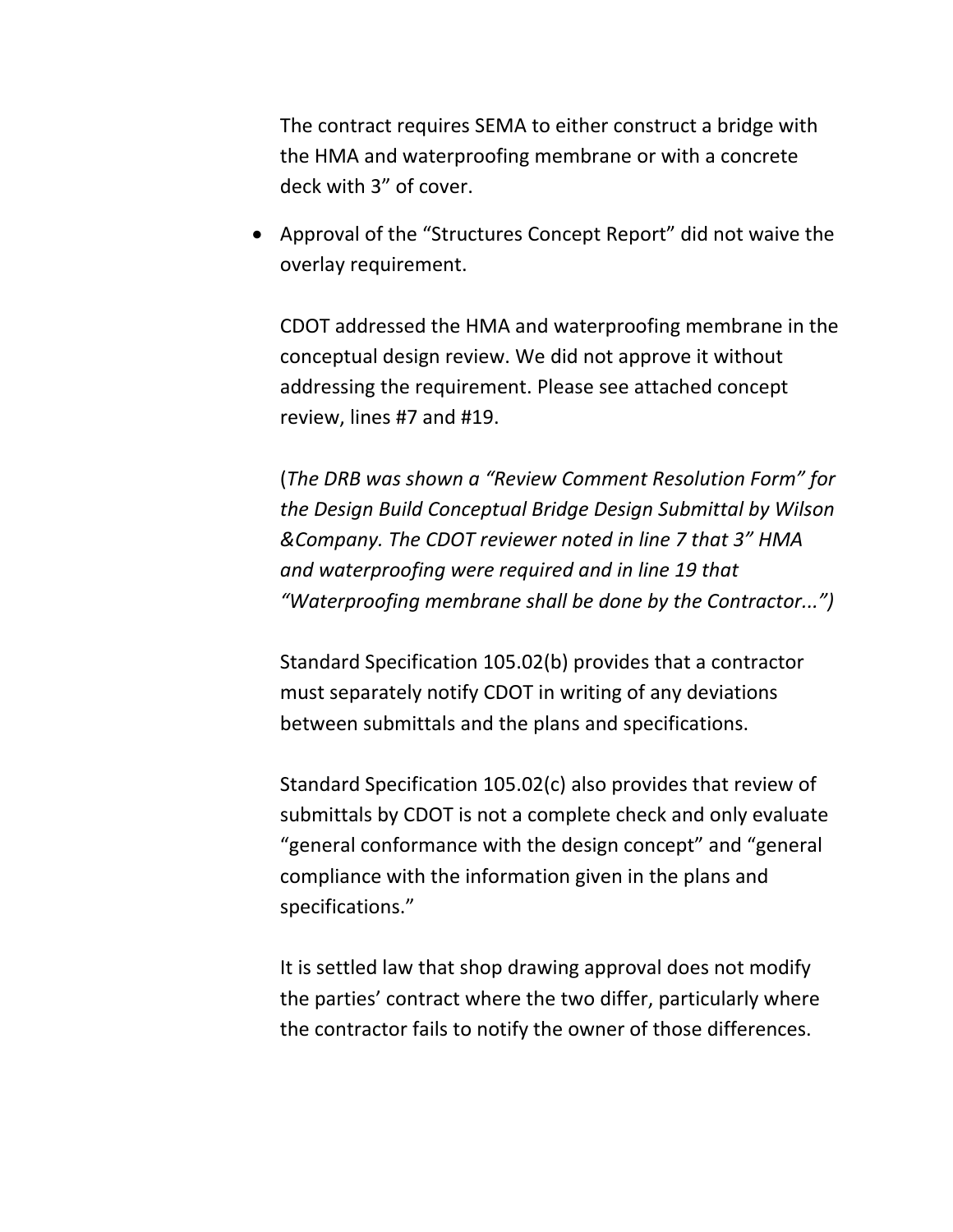The contract requires SEMA to either construct a bridge with the HMA and waterproofing membrane or with a concrete deck with 3" of cover.

- Approval of the "Structures Concept Report" did not waive the overlay requirement.

  CDOT addressed the HMA and waterproofing membrane in the conceptual design review. We did not approve it without addressing the requirement. Please see attached concept review, lines #7 and #19.

  (*The DRB was shown a "Review Comment Resolution Form" for the Design Build Conceptual Bridge Design Submittal by Wilson &Company. The CDOT reviewer noted in line 7 that 3" HMA and waterproofing were required and in line 19 that "Waterproofing membrane shall be done by the Contractor...")*

  Standard Specification 105.02(b) provides that a contractor must separately notify CDOT in writing of any deviations between submittals and the plans and specifications.

  Standard Specification 105.02(c) also provides that review of submittals by CDOT is not a complete check and only evaluate "general conformance with the design concept" and "general compliance with the information given in the plans and specifications."

  It is settled law that shop drawing approval does not modify the parties' contract where the two differ, particularly where the contractor fails to notify the owner of those differences.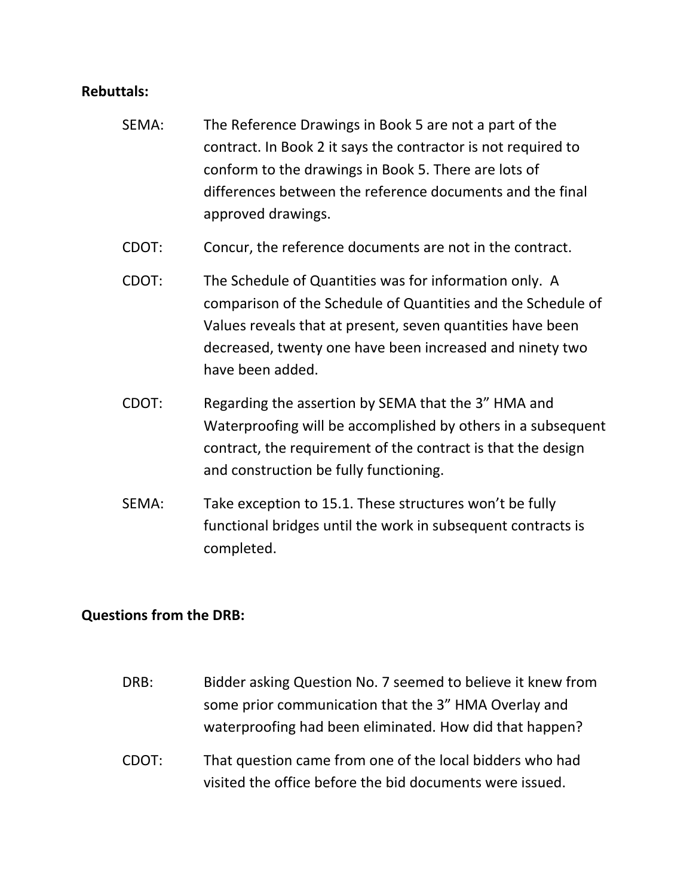**Rebuttals:**

SEMA: The Reference Drawings in Book 5 are not a part of the contract. In Book 2 it says the contractor is not required to conform to the drawings in Book 5. There are lots of differences between the reference documents and the final approved drawings.

CDOT: Concur, the reference documents are not in the contract.

CDOT: The Schedule of Quantities was for information only. A comparison of the Schedule of Quantities and the Schedule of Values reveals that at present, seven quantities have been decreased, twenty one have been increased and ninety two have been added.

CDOT: Regarding the assertion by SEMA that the 3" HMA and Waterproofing will be accomplished by others in a subsequent contract, the requirement of the contract is that the design and construction be fully functioning.

SEMA: Take exception to 15.1. These structures won't be fully functional bridges until the work in subsequent contracts is completed.

**Questions from the DRB:**

DRB: Bidder asking Question No. 7 seemed to believe it knew from some prior communication that the 3" HMA Overlay and waterproofing had been eliminated. How did that happen?

CDOT: That question came from one of the local bidders who had visited the office before the bid documents were issued.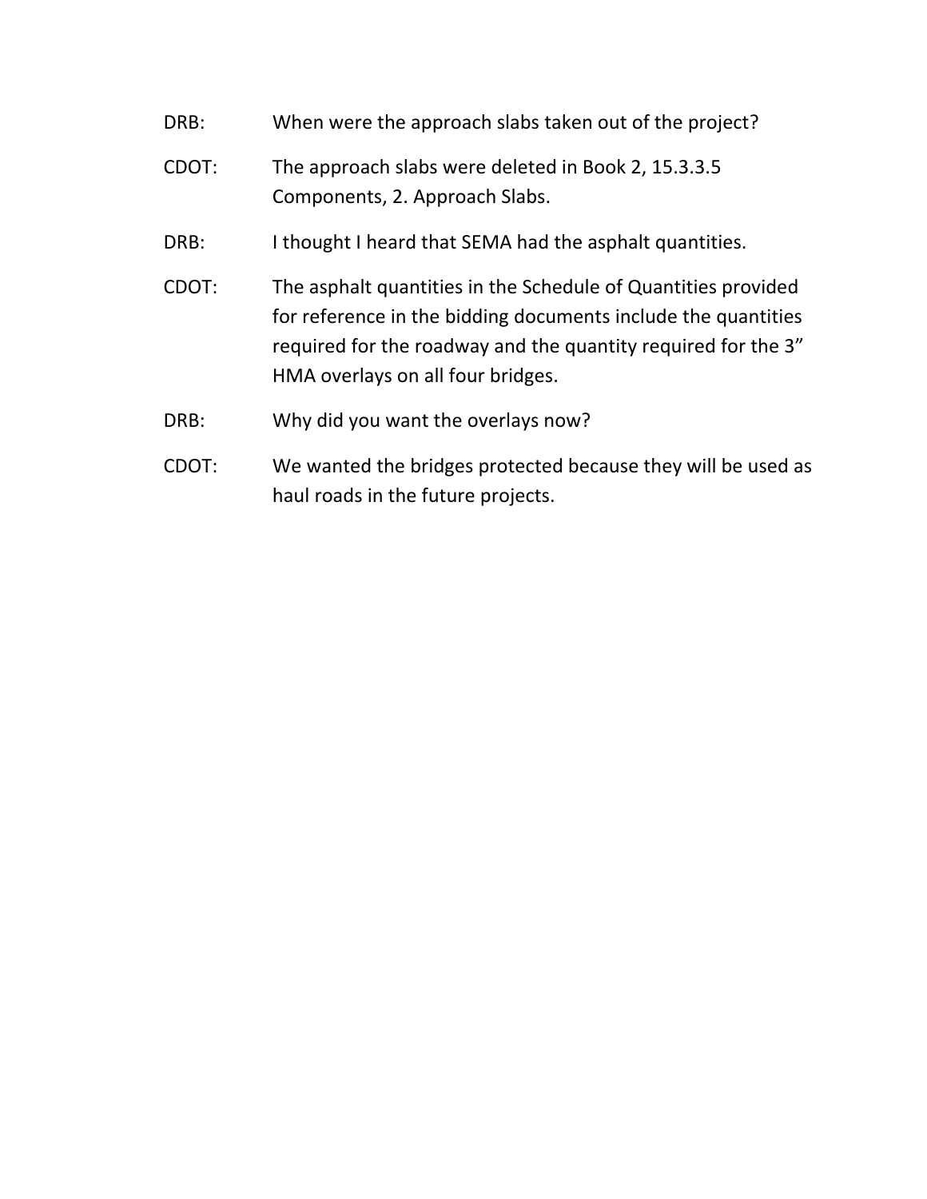DRB: When were the approach slabs taken out of the project?

CDOT: The approach slabs were deleted in Book 2, 15.3.3.5 Components, 2. Approach Slabs.

DRB: I thought I heard that SEMA had the asphalt quantities.

CDOT: The asphalt quantities in the Schedule of Quantities provided for reference in the bidding documents include the quantities required for the roadway and the quantity required for the 3” HMA overlays on all four bridges.

DRB: Why did you want the overlays now?

CDOT: We wanted the bridges protected because they will be used as haul roads in the future projects.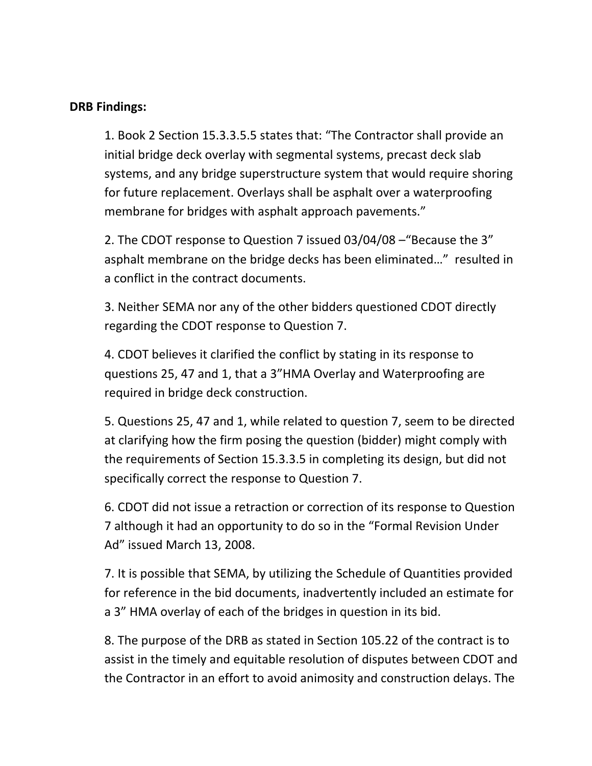**DRB Findings:**

1. Book 2 Section 15.3.3.5.5 states that: "The Contractor shall provide an initial bridge deck overlay with segmental systems, precast deck slab systems, and any bridge superstructure system that would require shoring for future replacement. Overlays shall be asphalt over a waterproofing membrane for bridges with asphalt approach pavements."

2. The CDOT response to Question 7 issued 03/04/08 –"Because the 3" asphalt membrane on the bridge decks has been eliminated…" resulted in a conflict in the contract documents.

3. Neither SEMA nor any of the other bidders questioned CDOT directly regarding the CDOT response to Question 7.

4. CDOT believes it clarified the conflict by stating in its response to questions 25, 47 and 1, that a 3"HMA Overlay and Waterproofing are required in bridge deck construction.

5. Questions 25, 47 and 1, while related to question 7, seem to be directed at clarifying how the firm posing the question (bidder) might comply with the requirements of Section 15.3.3.5 in completing its design, but did not specifically correct the response to Question 7.

6. CDOT did not issue a retraction or correction of its response to Question 7 although it had an opportunity to do so in the "Formal Revision Under Ad" issued March 13, 2008.

7. It is possible that SEMA, by utilizing the Schedule of Quantities provided for reference in the bid documents, inadvertently included an estimate for a 3" HMA overlay of each of the bridges in question in its bid.

8. The purpose of the DRB as stated in Section 105.22 of the contract is to assist in the timely and equitable resolution of disputes between CDOT and the Contractor in an effort to avoid animosity and construction delays. The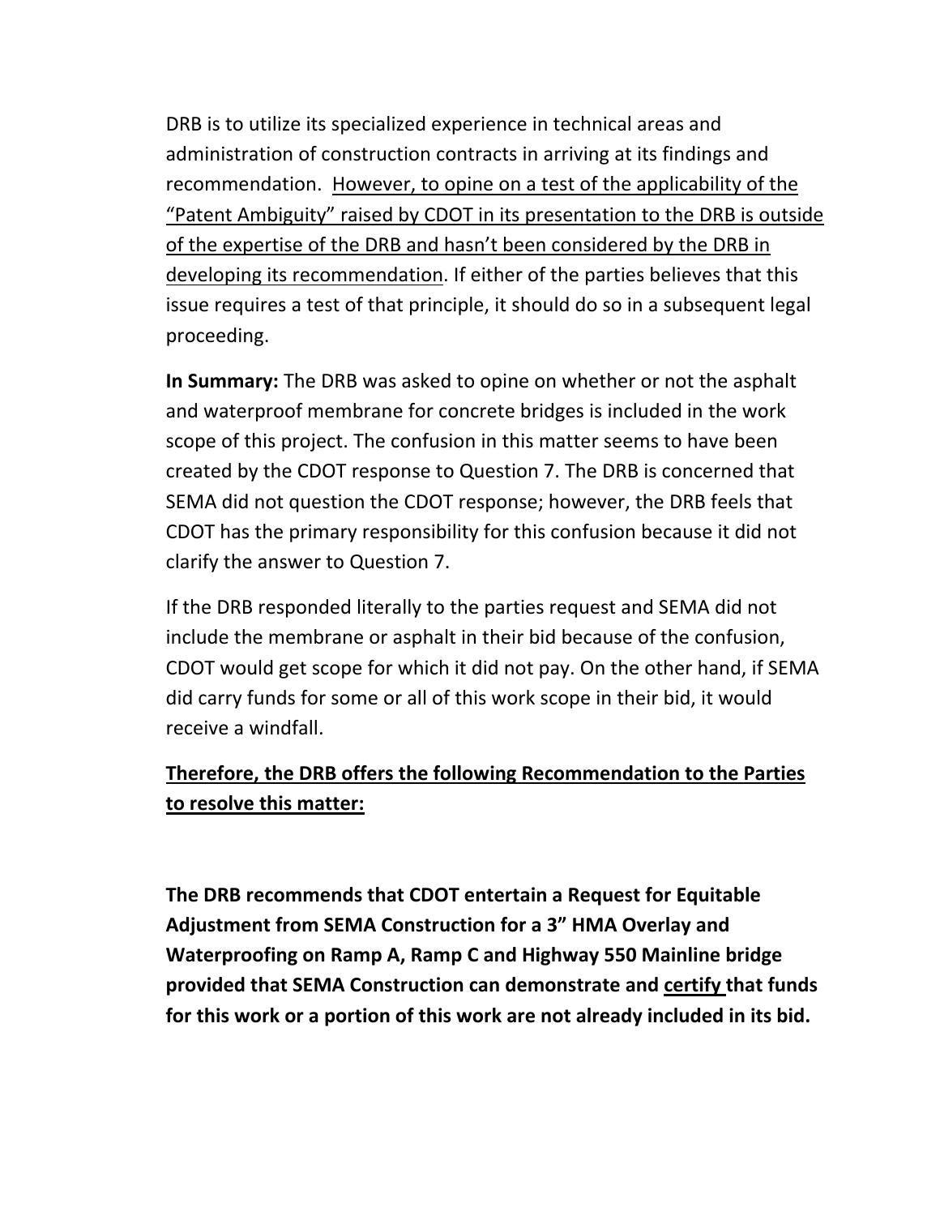DRB is to utilize its specialized experience in technical areas and administration of construction contracts in arriving at its findings and recommendation. <u>However, to opine on a test of the applicability of the "Patent Ambiguity" raised by CDOT in its presentation to the DRB is outside of the expertise of the DRB and hasn't been considered by the DRB in developing its recommendation</u>. If either of the parties believes that this issue requires a test of that principle, it should do so in a subsequent legal proceeding.

**In Summary:** The DRB was asked to opine on whether or not the asphalt and waterproof membrane for concrete bridges is included in the work scope of this project. The confusion in this matter seems to have been created by the CDOT response to Question 7. The DRB is concerned that SEMA did not question the CDOT response; however, the DRB feels that CDOT has the primary responsibility for this confusion because it did not clarify the answer to Question 7.

If the DRB responded literally to the parties request and SEMA did not include the membrane or asphalt in their bid because of the confusion, CDOT would get scope for which it did not pay. On the other hand, if SEMA did carry funds for some or all of this work scope in their bid, it would receive a windfall.

**<u>Therefore, the DRB offers the following Recommendation to the Parties to resolve this matter:</u>**

**The DRB recommends that CDOT entertain a Request for Equitable Adjustment from SEMA Construction for a 3" HMA Overlay and Waterproofing on Ramp A, Ramp C and Highway 550 Mainline bridge provided that SEMA Construction can demonstrate and <u>certify</u> that funds for this work or a portion of this work are not already included in its bid.**